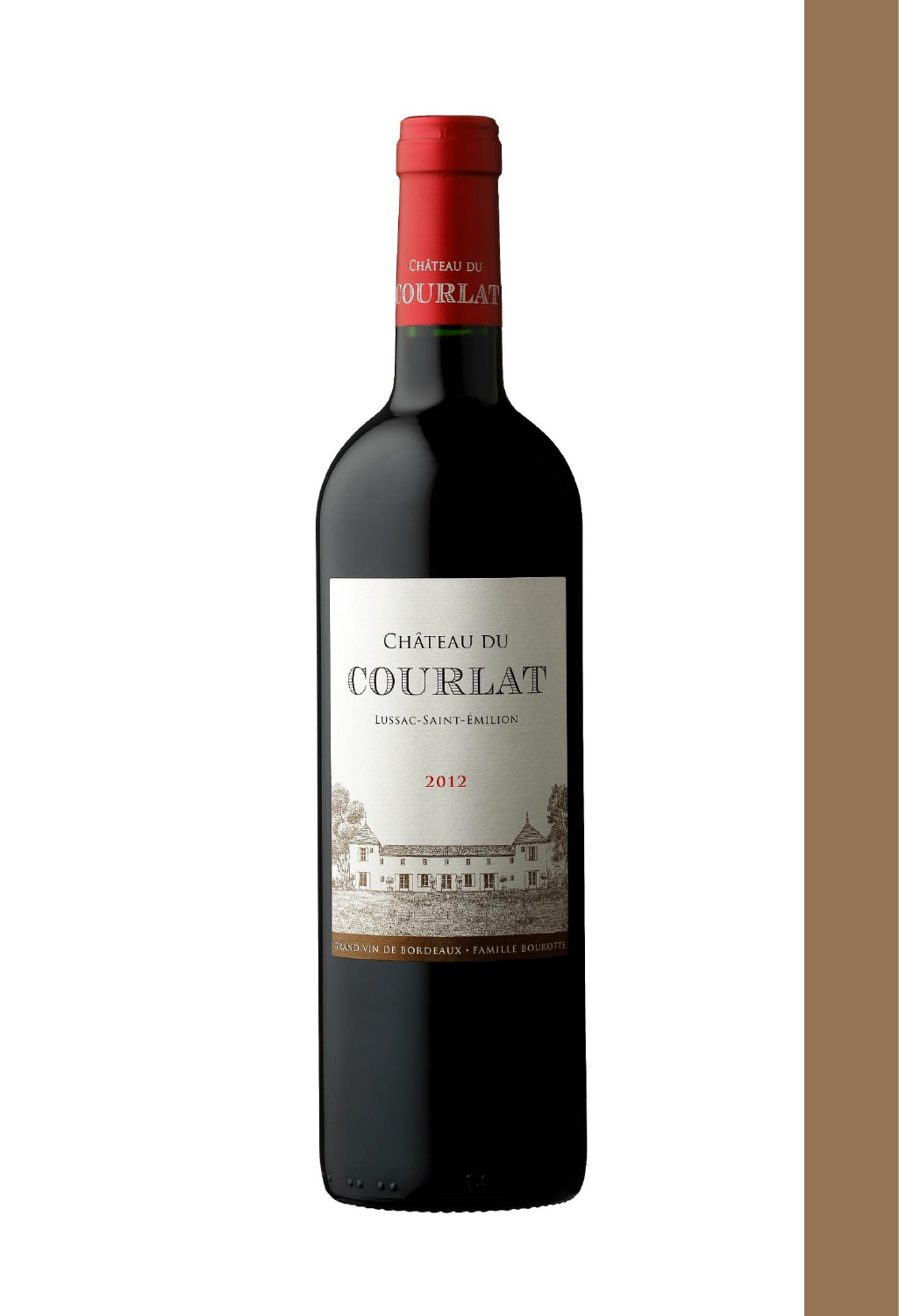CHÂTEAU DU

COURLAT

LUSSAC-SAINT-ÉMILION

2012

GRAND VIN DE BORDEAUX · FAMILLE BOUROTTE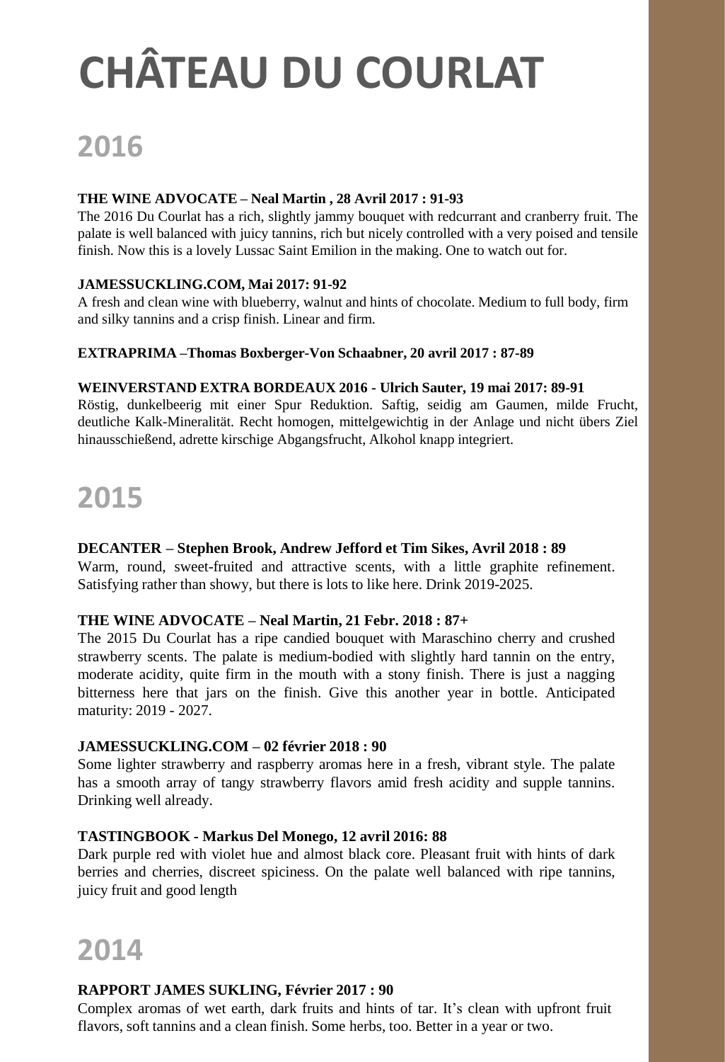# CHÂTEAU DU COURLAT

## 2016

**THE WINE ADVOCATE – Neal Martin , 28 Avril 2017 : 91-93**

The 2016 Du Courlat has a rich, slightly jammy bouquet with redcurrant and cranberry fruit. The palate is well balanced with juicy tannins, rich but nicely controlled with a very poised and tensile finish. Now this is a lovely Lussac Saint Emilion in the making. One to watch out for.

**JAMESSUCKLING.COM, Mai 2017: 91-92**

A fresh and clean wine with blueberry, walnut and hints of chocolate. Medium to full body, firm and silky tannins and a crisp finish. Linear and firm.

**EXTRAPRIMA –Thomas Boxberger-Von Schaabner, 20 avril 2017 : 87-89**

**WEINVERSTAND EXTRA BORDEAUX 2016 - Ulrich Sauter, 19 mai 2017: 89-91**

Röstig, dunkelbeerig mit einer Spur Reduktion. Saftig, seidig am Gaumen, milde Frucht, deutliche Kalk-Mineralität. Recht homogen, mittelgewichtig in der Anlage und nicht übers Ziel hinausschießend, adrette kirschige Abgangsfrucht, Alkohol knapp integriert.

## 2015

**DECANTER – Stephen Brook, Andrew Jefford et Tim Sikes, Avril 2018 : 89**

Warm, round, sweet-fruited and attractive scents, with a little graphite refinement. Satisfying rather than showy, but there is lots to like here. Drink 2019-2025.

**THE WINE ADVOCATE – Neal Martin, 21 Febr. 2018 : 87+**

The 2015 Du Courlat has a ripe candied bouquet with Maraschino cherry and crushed strawberry scents. The palate is medium-bodied with slightly hard tannin on the entry, moderate acidity, quite firm in the mouth with a stony finish. There is just a nagging bitterness here that jars on the finish. Give this another year in bottle. Anticipated maturity: 2019 - 2027.

**JAMESSUCKLING.COM – 02 février 2018 : 90**

Some lighter strawberry and raspberry aromas here in a fresh, vibrant style. The palate has a smooth array of tangy strawberry flavors amid fresh acidity and supple tannins. Drinking well already.

**TASTINGBOOK - Markus Del Monego, 12 avril 2016: 88**

Dark purple red with violet hue and almost black core. Pleasant fruit with hints of dark berries and cherries, discreet spiciness. On the palate well balanced with ripe tannins, juicy fruit and good length

## 2014

**RAPPORT JAMES SUKLING, Février 2017 : 90**

Complex aromas of wet earth, dark fruits and hints of tar. It's clean with upfront fruit flavors, soft tannins and a clean finish. Some herbs, too. Better in a year or two.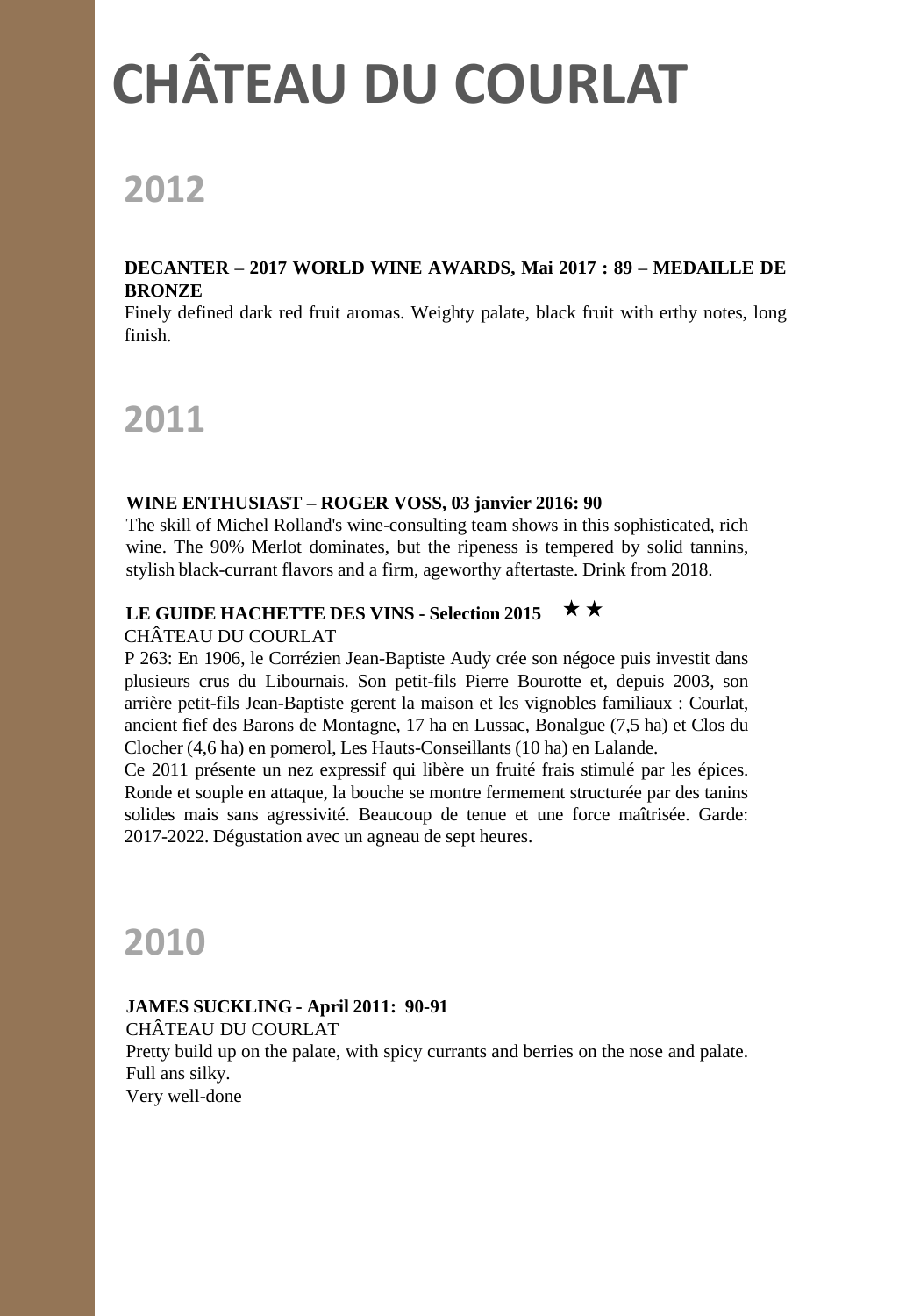# CHÂTEAU DU COURLAT

## 2012

**DECANTER – 2017 WORLD WINE AWARDS, Mai 2017 : 89 – MEDAILLE DE BRONZE**

Finely defined dark red fruit aromas. Weighty palate, black fruit with erthy notes, long finish.

## 2011

**WINE ENTHUSIAST – ROGER VOSS, 03 janvier 2016: 90**

The skill of Michel Rolland's wine-consulting team shows in this sophisticated, rich wine. The 90% Merlot dominates, but the ripeness is tempered by solid tannins, stylish black-currant flavors and a firm, ageworthy aftertaste. Drink from 2018.

**LE GUIDE HACHETTE DES VINS - Selection 2015** ★★

CHÂTEAU DU COURLAT

P 263: En 1906, le Corrézien Jean-Baptiste Audy crée son négoce puis investit dans plusieurs crus du Libournais. Son petit-fils Pierre Bourotte et, depuis 2003, son arrière petit-fils Jean-Baptiste gerent la maison et les vignobles familiaux : Courlat, ancient fief des Barons de Montagne, 17 ha en Lussac, Bonalgue (7,5 ha) et Clos du Clocher (4,6 ha) en pomerol, Les Hauts-Conseillants (10 ha) en Lalande.

Ce 2011 présente un nez expressif qui libère un fruité frais stimulé par les épices. Ronde et souple en attaque, la bouche se montre fermement structurée par des tanins solides mais sans agressivité. Beaucoup de tenue et une force maîtrisée. Garde: 2017-2022. Dégustation avec un agneau de sept heures.

## 2010

**JAMES SUCKLING - April 2011: 90-91**

CHÂTEAU DU COURLAT

Pretty build up on the palate, with spicy currants and berries on the nose and palate.
Full ans silky.
Very well-done